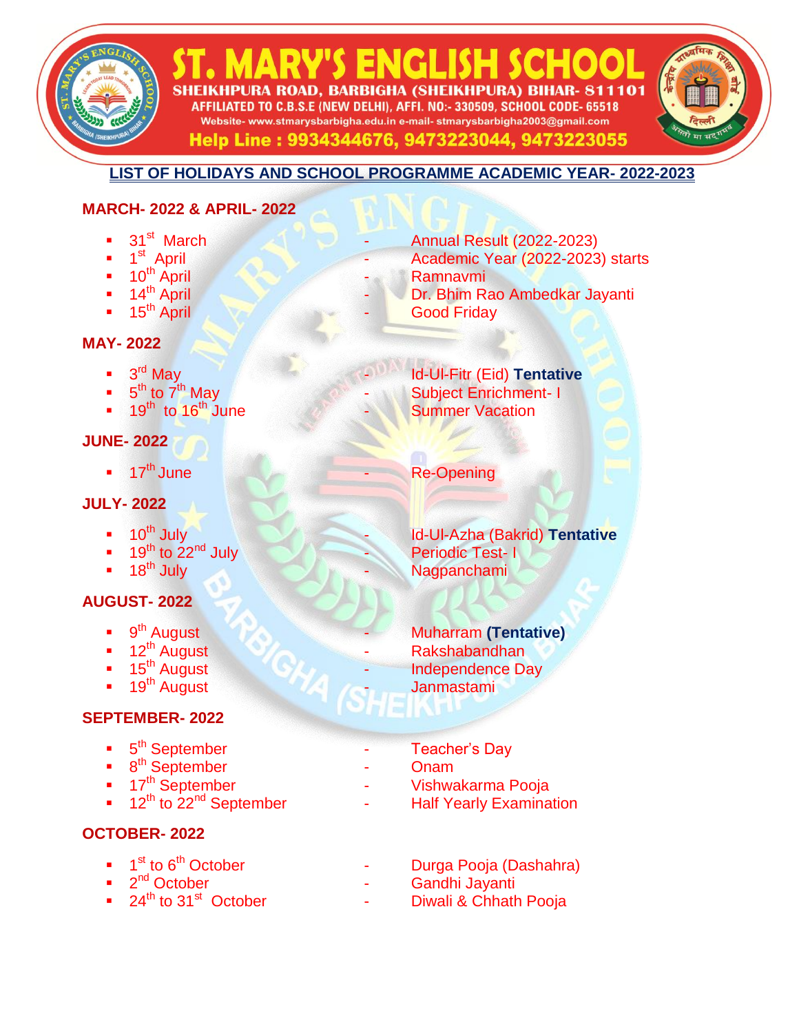# ST. MARY'S ENGLISH SCHOOL

**SHEIKHPURA ROAD, BARBIGHA (SHEIKHPURA) BIHAR- 811101**

**AFFILIATED TO C.B.S.E (NEW DELHI), AFFI. NO:- 330509, SCHOOL CODE- 65518**

Website- www.stmarysbarbigha.edu.in e-mail- stmarysbarbigha2003@gmail.com

**Help Line : 9934344676, 9473223044, 9473223055**

## LIST OF HOLIDAYS AND SCHOOL PROGRAMME ACADEMIC YEAR- 2022-2023

### MARCH- 2022 & APRIL- 2022

- 31st March - Annual Result (2022-2023)
- 1st April - Academic Year (2022-2023) starts
- 10th April - Ramnavmi
- 14th April - Dr. Bhim Rao Ambedkar Jayanti
- 15th April - Good Friday

### MAY- 2022

- 3rd May - Id-Ul-Fitr (Eid) **Tentative**
- 5th to 7th May - Subject Enrichment- I
- 19th to 16th June - Summer Vacation

### JUNE- 2022

- 17th June - Re-Opening

### JULY- 2022

- 10th July - Id-Ul-Azha (Bakrid) **Tentative**
- 19th to 22nd July - Periodic Test- I
- 18th July - Nagpanchami

### AUGUST- 2022

- 9th August - Muharram **(Tentative)**
- 12th August - Rakshabandhan
- 15th August - Independence Day
- 19th August - Janmastami

### SEPTEMBER- 2022

- 5th September - Teacher's Day
- 8th September - Onam
- 17th September - Vishwakarma Pooja
- 12th to 22nd September - Half Yearly Examination

### OCTOBER- 2022

- 1st to 6th October - Durga Pooja (Dashahra)
- 2nd October - Gandhi Jayanti
- 24th to 31st October - Diwali & Chhath Pooja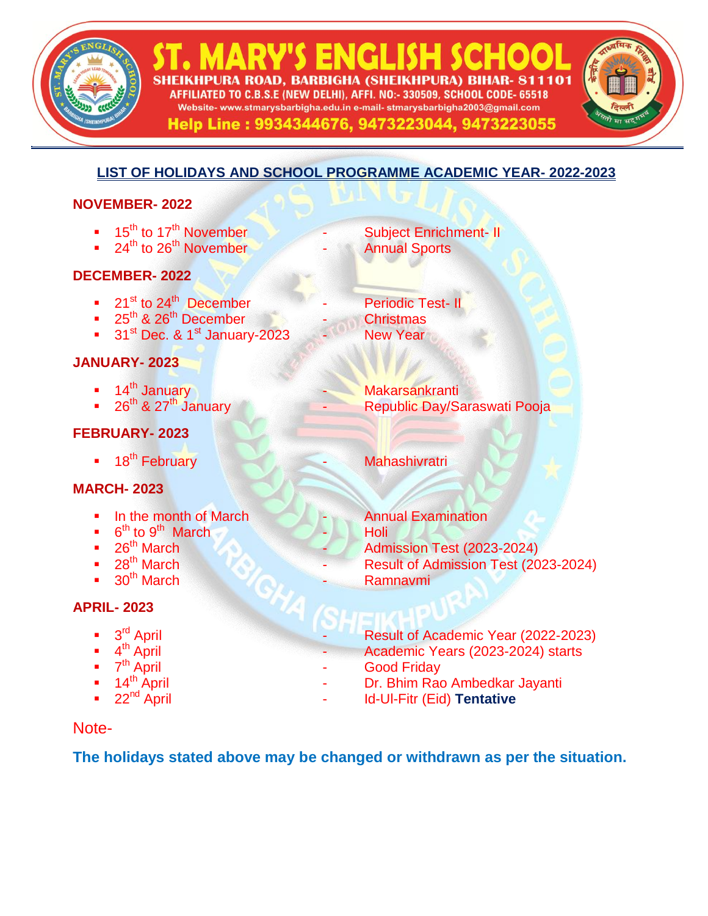# ST. MARY'S ENGLISH SCHOOL

SHEIKHPURA ROAD, BARBIGHA (SHEIKHPURA) BIHAR- 811101

AFFILIATED TO C.B.S.E (NEW DELHI), AFFI. NO:- 330509, SCHOOL CODE- 65518

Website- www.stmarysbarbigha.edu.in e-mail- stmarysbarbigha2003@gmail.com

Help Line : 9934344676, 9473223044, 9473223055

## LIST OF HOLIDAYS AND SCHOOL PROGRAMME ACADEMIC YEAR- 2022-2023

### NOVEMBER- 2022

- 15th to 17th November - Subject Enrichment- II
- 24th to 26th November - Annual Sports

### DECEMBER- 2022

- 21st to 24th December - Periodic Test- II
- 25th & 26th December - Christmas
- 31st Dec. & 1st January-2023 - New Year

### JANUARY- 2023

- 14th January - Makarsankranti
- 26th & 27th January - Republic Day/Saraswati Pooja

### FEBRUARY- 2023

- 18th February - Mahashivratri

### MARCH- 2023

- In the month of March - Annual Examination
- 6th to 9th March - Holi
- 26th March - Admission Test (2023-2024)
- 28th March - Result of Admission Test (2023-2024)
- 30th March - Ramnavmi

### APRIL- 2023

- 3rd April - Result of Academic Year (2022-2023)
- 4th April - Academic Years (2023-2024) starts
- 7th April - Good Friday
- 14th April - Dr. Bhim Rao Ambedkar Jayanti
- 22nd April - Id-Ul-Fitr (Eid) **Tentative**

Note-

**The holidays stated above may be changed or withdrawn as per the situation.**